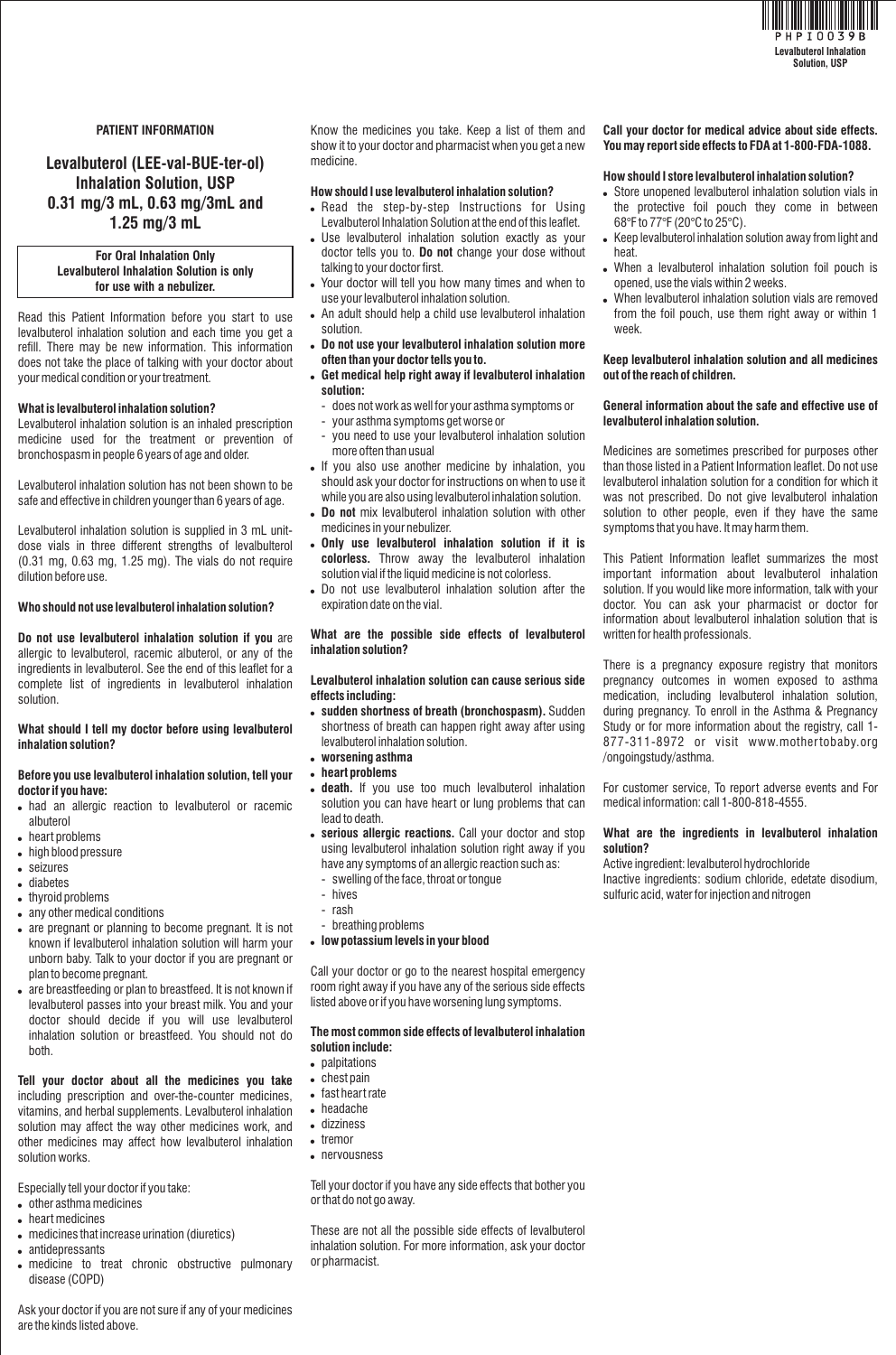# PATIENT INFORMATION

## Levalbuterol (LEE-val-BUE-ter-ol) Inhalation Solution, USP 0.31 mg/3 mL, 0.63 mg/3mL and 1.25 mg/3 mL

**For Oral Inhalation Only**
**Levalbuterol Inhalation Solution is only for use with a nebulizer.**

Read this Patient Information before you start to use levalbuterol inhalation solution and each time you get a refill. There may be new information. This information does not take the place of talking with your doctor about your medical condition or your treatment.

### What is levalbuterol inhalation solution?

Levalbuterol inhalation solution is an inhaled prescription medicine used for the treatment or prevention of bronchospasm in people 6 years of age and older.

Levalbuterol inhalation solution has not been shown to be safe and effective in children younger than 6 years of age.

Levalbuterol inhalation solution is supplied in 3 mL unit-dose vials in three different strengths of levalbulterol (0.31 mg, 0.63 mg, 1.25 mg). The vials do not require dilution before use.

### Who should not use levalbuterol inhalation solution?

**Do not use levalbuterol inhalation solution if you** are allergic to levalbuterol, racemic albuterol, or any of the ingredients in levalbuterol. See the end of this leaflet for a complete list of ingredients in levalbuterol inhalation solution.

### What should I tell my doctor before using levalbuterol inhalation solution?

**Before you use levalbuterol inhalation solution, tell your doctor if you have:**

- had an allergic reaction to levalbuterol or racemic albuterol
- heart problems
- high blood pressure
- seizures
- diabetes
- thyroid problems
- any other medical conditions
- are pregnant or planning to become pregnant. It is not known if levalbuterol inhalation solution will harm your unborn baby. Talk to your doctor if you are pregnant or plan to become pregnant.
- are breastfeeding or plan to breastfeed. It is not known if levalbuterol passes into your breast milk. You and your doctor should decide if you will use levalbuterol inhalation solution or breastfeed. You should not do both.

**Tell your doctor about all the medicines you take** including prescription and over-the-counter medicines, vitamins, and herbal supplements. Levalbuterol inhalation solution may affect the way other medicines work, and other medicines may affect how levalbuterol inhalation solution works.

Especially tell your doctor if you take:

- other asthma medicines
- heart medicines
- medicines that increase urination (diuretics)
- antidepressants
- medicine to treat chronic obstructive pulmonary disease (COPD)

Ask your doctor if you are not sure if any of your medicines are the kinds listed above.

Know the medicines you take. Keep a list of them and show it to your doctor and pharmacist when you get a new medicine.

### How should I use levalbuterol inhalation solution?

- Read the step-by-step Instructions for Using Levalbuterol Inhalation Solution at the end of this leaflet.
- Use levalbuterol inhalation solution exactly as your doctor tells you to. **Do not** change your dose without talking to your doctor first.
- Your doctor will tell you how many times and when to use your levalbuterol inhalation solution.
- An adult should help a child use levalbuterol inhalation solution.
- **Do not use your levalbuterol inhalation solution more often than your doctor tells you to.**
- **Get medical help right away if levalbuterol inhalation solution:**
  - does not work as well for your asthma symptoms or
  - your asthma symptoms get worse or
  - you need to use your levalbuterol inhalation solution more often than usual
- If you also use another medicine by inhalation, you should ask your doctor for instructions on when to use it while you are also using levalbuterol inhalation solution.
- **Do not** mix levalbuterol inhalation solution with other medicines in your nebulizer.
- **Only use levalbuterol inhalation solution if it is colorless.** Throw away the levalbuterol inhalation solution vial if the liquid medicine is not colorless.
- Do not use levalbuterol inhalation solution after the expiration date on the vial.

### What are the possible side effects of levalbuterol inhalation solution?

**Levalbuterol inhalation solution can cause serious side effects including:**

- **sudden shortness of breath (bronchospasm).** Sudden shortness of breath can happen right away after using levalbuterol inhalation solution.
- **worsening asthma**
- **heart problems**
- **death.** If you use too much levalbuterol inhalation solution you can have heart or lung problems that can lead to death.
- **serious allergic reactions.** Call your doctor and stop using levalbuterol inhalation solution right away if you have any symptoms of an allergic reaction such as:
  - swelling of the face, throat or tongue
  - hives
  - rash
  - breathing problems
- **low potassium levels in your blood**

Call your doctor or go to the nearest hospital emergency room right away if you have any of the serious side effects listed above or if you have worsening lung symptoms.

**The most common side effects of levalbuterol inhalation solution include:**

- palpitations
- chest pain
- fast heart rate
- headache
- dizziness
- tremor
- nervousness

Tell your doctor if you have any side effects that bother you or that do not go away.

These are not all the possible side effects of levalbuterol inhalation solution. For more information, ask your doctor or pharmacist.

**Call your doctor for medical advice about side effects. You may report side effects to FDA at 1-800-FDA-1088.**

### How should I store levalbuterol inhalation solution?

- Store unopened levalbuterol inhalation solution vials in the protective foil pouch they come in between 68°F to 77°F (20°C to 25°C).
- Keep levalbuterol inhalation solution away from light and heat.
- When a levalbuterol inhalation solution foil pouch is opened, use the vials within 2 weeks.
- When levalbuterol inhalation solution vials are removed from the foil pouch, use them right away or within 1 week.

**Keep levalbuterol inhalation solution and all medicines out of the reach of children.**

### General information about the safe and effective use of levalbuterol inhalation solution.

Medicines are sometimes prescribed for purposes other than those listed in a Patient Information leaflet. Do not use levalbuterol inhalation solution for a condition for which it was not prescribed. Do not give levalbuterol inhalation solution to other people, even if they have the same symptoms that you have. It may harm them.

This Patient Information leaflet summarizes the most important information about levalbuterol inhalation solution. If you would like more information, talk with your doctor. You can ask your pharmacist or doctor for information about levalbuterol inhalation solution that is written for health professionals.

There is a pregnancy exposure registry that monitors pregnancy outcomes in women exposed to asthma medication, including levalbuterol inhalation solution, during pregnancy. To enroll in the Asthma & Pregnancy Study or for more information about the registry, call 1-877-311-8972 or visit www.mothertobaby.org/ongoingstudy/asthma.

For customer service, To report adverse events and For medical information: call 1-800-818-4555.

### What are the ingredients in levalbuterol inhalation solution?

Active ingredient: levalbuterol hydrochloride

Inactive ingredients: sodium chloride, edetate disodium, sulfuric acid, water for injection and nitrogen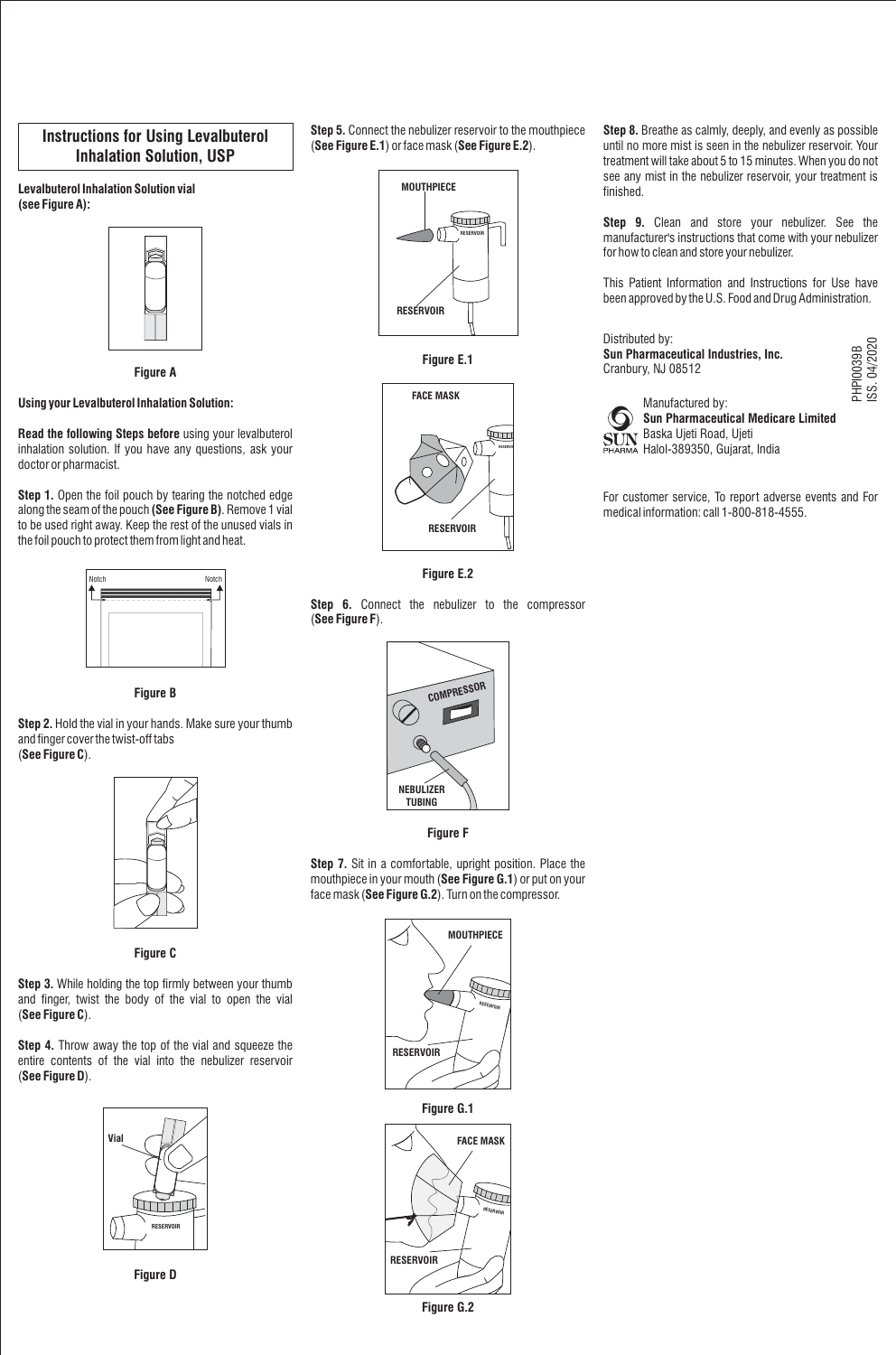## Instructions for Using Levalbuterol Inhalation Solution, USP

**Levalbuterol Inhalation Solution vial (see Figure A):**

Figure A

**Using your Levalbuterol Inhalation Solution:**

**Read the following Steps before** using your levalbuterol inhalation solution. If you have any questions, ask your doctor or pharmacist.

**Step 1.** Open the foil pouch by tearing the notched edge along the seam of the pouch **(See Figure B)**. Remove 1 vial to be used right away. Keep the rest of the unused vials in the foil pouch to protect them from light and heat.

Notch
Notch

Figure B

**Step 2.** Hold the vial in your hands. Make sure your thumb and finger cover the twist-off tabs (**See Figure C**).

Figure C

**Step 3.** While holding the top firmly between your thumb and finger, twist the body of the vial to open the vial (**See Figure C**).

**Step 4.** Throw away the top of the vial and squeeze the entire contents of the vial into the nebulizer reservoir (**See Figure D**).

Vial
RESERVOIR

Figure D

**Step 5.** Connect the nebulizer reservoir to the mouthpiece (**See Figure E.1**) or face mask (**See Figure E.2**).

MOUTHPIECE
RESERVOIR

Figure E.1

FACE MASK
RESERVOIR

Figure E.2

**Step 6.** Connect the nebulizer to the compressor (**See Figure F**).

COMPRESSOR
NEBULIZER TUBING

Figure F

**Step 7.** Sit in a comfortable, upright position. Place the mouthpiece in your mouth (**See Figure G.1**) or put on your face mask (**See Figure G.2**). Turn on the compressor.

MOUTHPIECE
RESERVOIR

Figure G.1

FACE MASK
RESERVOIR

Figure G.2

**Step 8.** Breathe as calmly, deeply, and evenly as possible until no more mist is seen in the nebulizer reservoir. Your treatment will take about 5 to 15 minutes. When you do not see any mist in the nebulizer reservoir, your treatment is finished.

**Step 9.** Clean and store your nebulizer. See the manufacturer's instructions that come with your nebulizer for how to clean and store your nebulizer.

This Patient Information and Instructions for Use have been approved by the U.S. Food and Drug Administration.

Distributed by:
**Sun Pharmaceutical Industries, Inc.**
Cranbury, NJ 08512

Manufactured by:
**Sun Pharmaceutical Medicare Limited**
Baska Ujeti Road, Ujeti
Halol-389350, Gujarat, India

PHPI0039B
ISS. 04/2020

For customer service, To report adverse events and For medical information: call 1-800-818-4555.